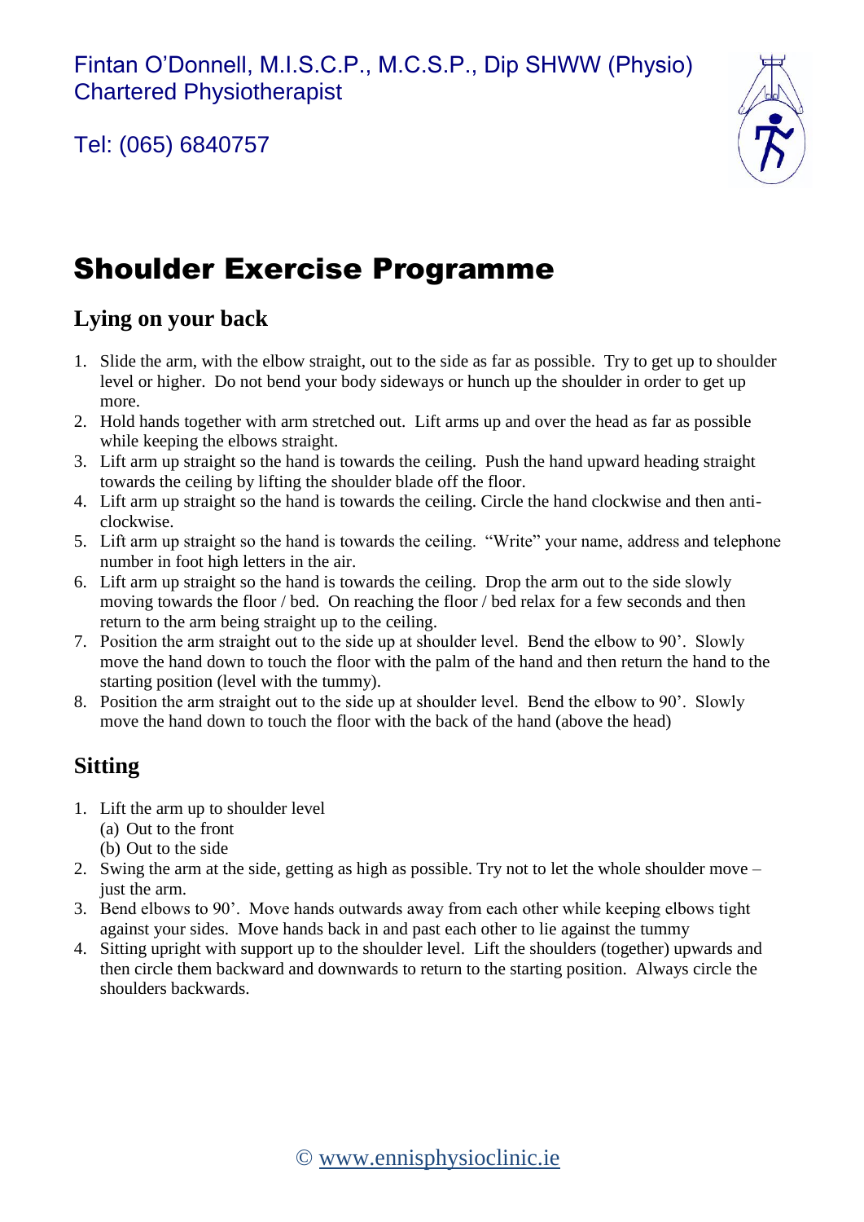Fintan O'Donnell, M.I.S.C.P., M.C.S.P., Dip SHWW (Physio)
Chartered Physiotherapist

Tel: (065) 6840757

# Shoulder Exercise Programme

## Lying on your back

1. Slide the arm, with the elbow straight, out to the side as far as possible. Try to get up to shoulder level or higher. Do not bend your body sideways or hunch up the shoulder in order to get up more.
2. Hold hands together with arm stretched out. Lift arms up and over the head as far as possible while keeping the elbows straight.
3. Lift arm up straight so the hand is towards the ceiling. Push the hand upward heading straight towards the ceiling by lifting the shoulder blade off the floor.
4. Lift arm up straight so the hand is towards the ceiling. Circle the hand clockwise and then anti-clockwise.
5. Lift arm up straight so the hand is towards the ceiling. "Write" your name, address and telephone number in foot high letters in the air.
6. Lift arm up straight so the hand is towards the ceiling. Drop the arm out to the side slowly moving towards the floor / bed. On reaching the floor / bed relax for a few seconds and then return to the arm being straight up to the ceiling.
7. Position the arm straight out to the side up at shoulder level. Bend the elbow to 90'. Slowly move the hand down to touch the floor with the palm of the hand and then return the hand to the starting position (level with the tummy).
8. Position the arm straight out to the side up at shoulder level. Bend the elbow to 90'. Slowly move the hand down to touch the floor with the back of the hand (above the head)

## Sitting

1. Lift the arm up to shoulder level
   (a) Out to the front
   (b) Out to the side
2. Swing the arm at the side, getting as high as possible. Try not to let the whole shoulder move – just the arm.
3. Bend elbows to 90'. Move hands outwards away from each other while keeping elbows tight against your sides. Move hands back in and past each other to lie against the tummy
4. Sitting upright with support up to the shoulder level. Lift the shoulders (together) upwards and then circle them backward and downwards to return to the starting position. Always circle the shoulders backwards.

© www.ennisphysioclinic.ie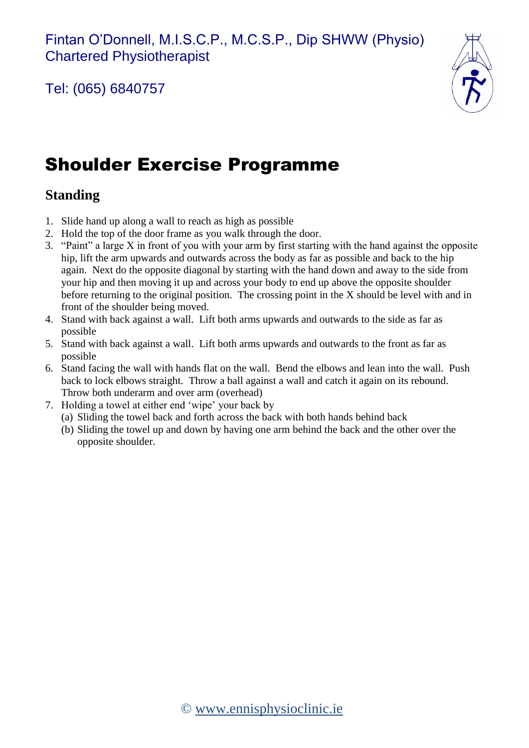Fintan O'Donnell, M.I.S.C.P., M.C.S.P., Dip SHWW (Physio)
Chartered Physiotherapist

Tel: (065) 6840757

# Shoulder Exercise Programme

## Standing

1. Slide hand up along a wall to reach as high as possible
2. Hold the top of the door frame as you walk through the door.
3. "Paint" a large X in front of you with your arm by first starting with the hand against the opposite hip, lift the arm upwards and outwards across the body as far as possible and back to the hip again. Next do the opposite diagonal by starting with the hand down and away to the side from your hip and then moving it up and across your body to end up above the opposite shoulder before returning to the original position. The crossing point in the X should be level with and in front of the shoulder being moved.
4. Stand with back against a wall. Lift both arms upwards and outwards to the side as far as possible
5. Stand with back against a wall. Lift both arms upwards and outwards to the front as far as possible
6. Stand facing the wall with hands flat on the wall. Bend the elbows and lean into the wall. Push back to lock elbows straight. Throw a ball against a wall and catch it again on its rebound. Throw both underarm and over arm (overhead)
7. Holding a towel at either end 'wipe' your back by
   (a) Sliding the towel back and forth across the back with both hands behind back
   (b) Sliding the towel up and down by having one arm behind the back and the other over the opposite shoulder.

© www.ennisphysioclinic.ie